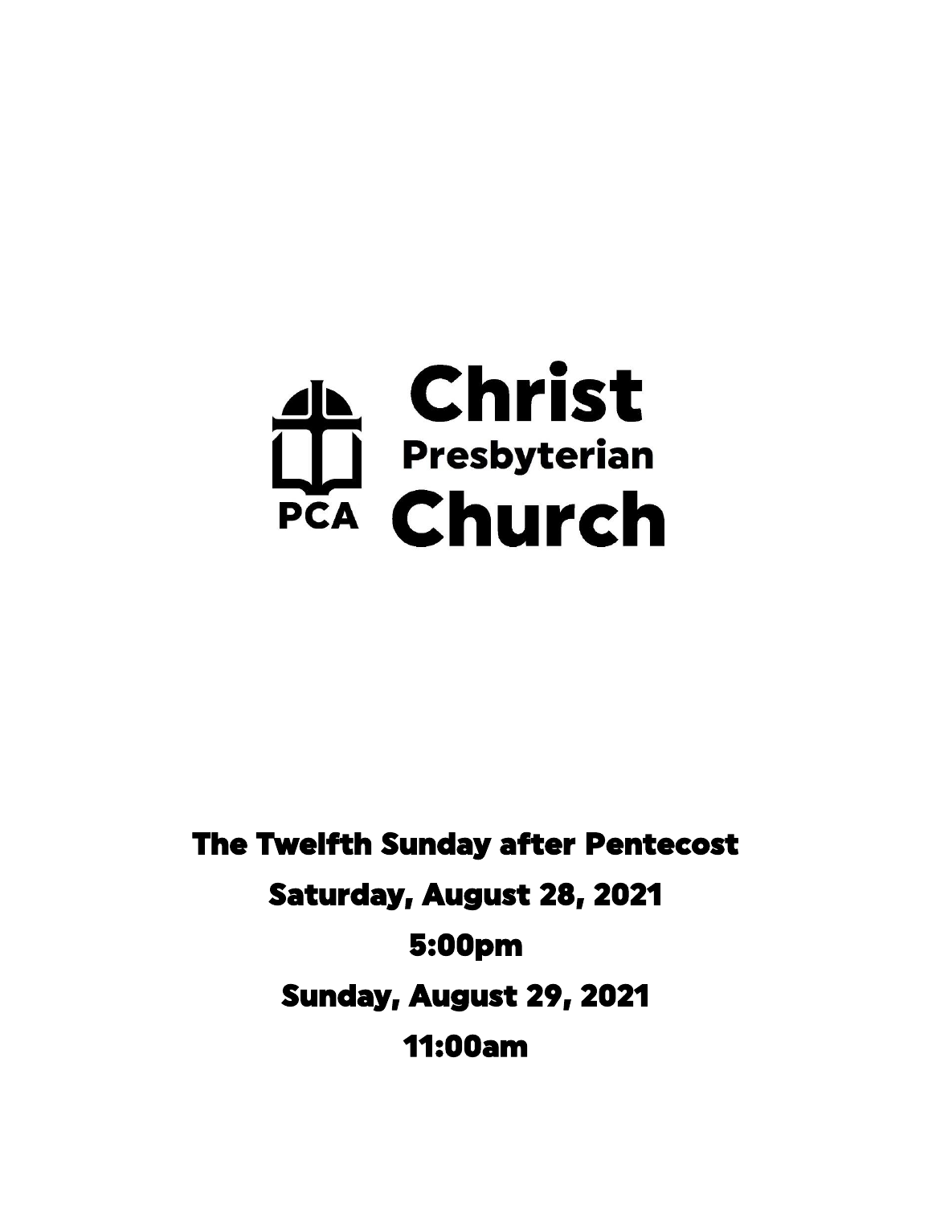# Christ Presbyterian Church

PCA

## The Twelfth Sunday after Pentecost

Saturday, August 28, 2021

5:00pm

Sunday, August 29, 2021

11:00am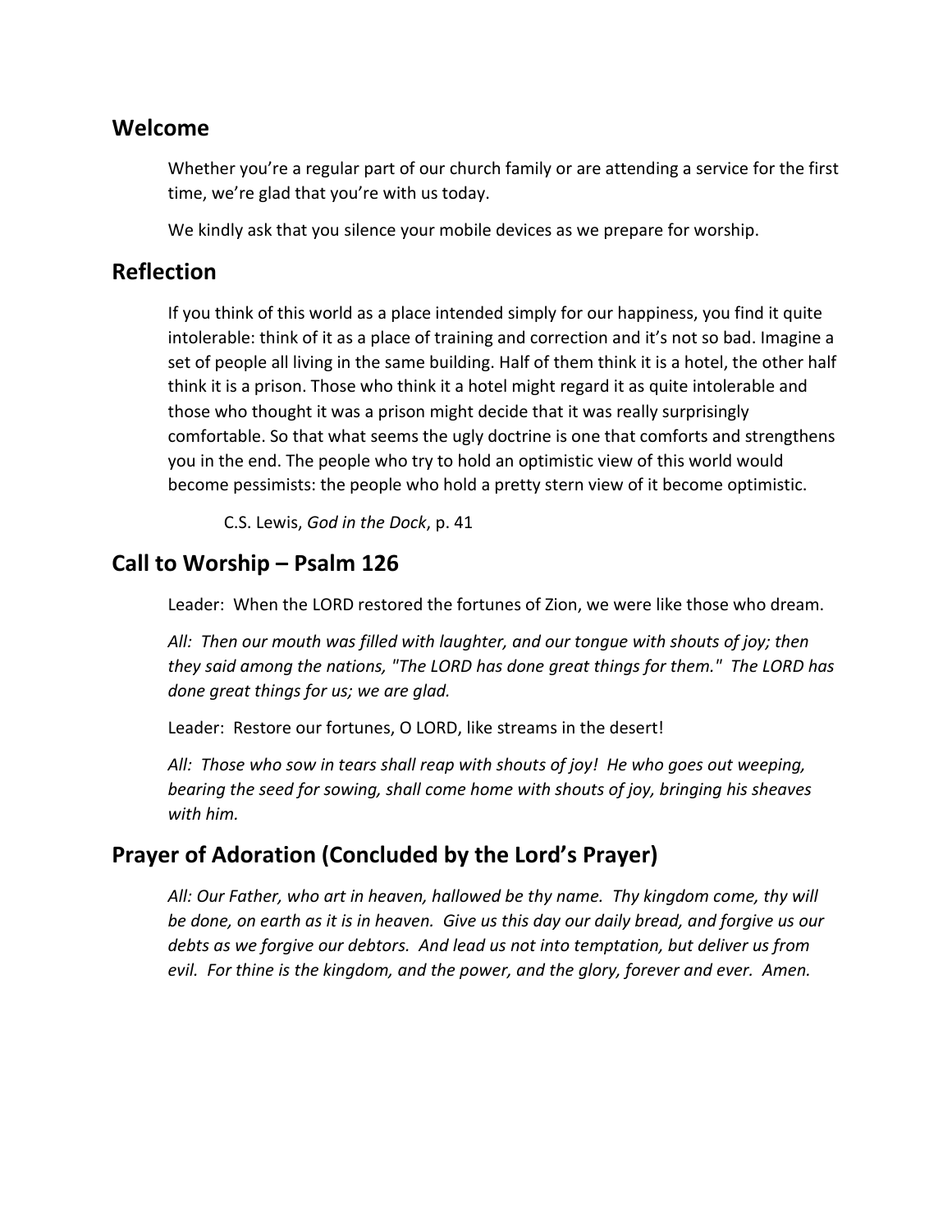## Welcome

Whether you're a regular part of our church family or are attending a service for the first time, we're glad that you're with us today.

We kindly ask that you silence your mobile devices as we prepare for worship.

## Reflection

If you think of this world as a place intended simply for our happiness, you find it quite intolerable: think of it as a place of training and correction and it's not so bad. Imagine a set of people all living in the same building. Half of them think it is a hotel, the other half think it is a prison. Those who think it a hotel might regard it as quite intolerable and those who thought it was a prison might decide that it was really surprisingly comfortable. So that what seems the ugly doctrine is one that comforts and strengthens you in the end. The people who try to hold an optimistic view of this world would become pessimists: the people who hold a pretty stern view of it become optimistic.

C.S. Lewis, *God in the Dock*, p. 41

## Call to Worship – Psalm 126

Leader: When the LORD restored the fortunes of Zion, we were like those who dream.

*All: Then our mouth was filled with laughter, and our tongue with shouts of joy; then they said among the nations, "The LORD has done great things for them." The LORD has done great things for us; we are glad.*

Leader: Restore our fortunes, O LORD, like streams in the desert!

*All: Those who sow in tears shall reap with shouts of joy! He who goes out weeping, bearing the seed for sowing, shall come home with shouts of joy, bringing his sheaves with him.*

## Prayer of Adoration (Concluded by the Lord's Prayer)

*All: Our Father, who art in heaven, hallowed be thy name. Thy kingdom come, thy will be done, on earth as it is in heaven. Give us this day our daily bread, and forgive us our debts as we forgive our debtors. And lead us not into temptation, but deliver us from evil. For thine is the kingdom, and the power, and the glory, forever and ever. Amen.*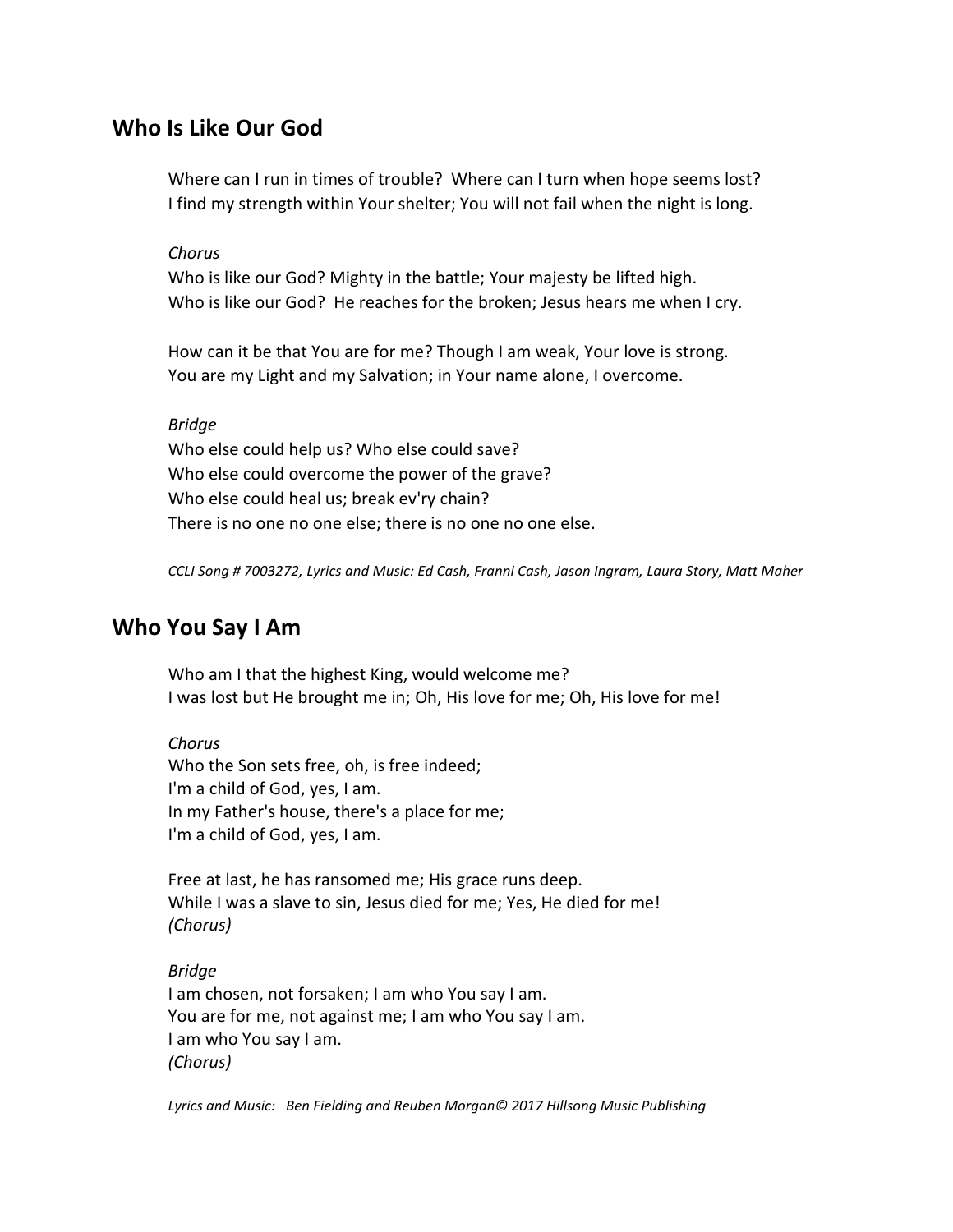## Who Is Like Our God

Where can I run in times of trouble? Where can I turn when hope seems lost?
I find my strength within Your shelter; You will not fail when the night is long.

*Chorus*
Who is like our God? Mighty in the battle; Your majesty be lifted high.
Who is like our God? He reaches for the broken; Jesus hears me when I cry.

How can it be that You are for me? Though I am weak, Your love is strong.
You are my Light and my Salvation; in Your name alone, I overcome.

*Bridge*
Who else could help us? Who else could save?
Who else could overcome the power of the grave?
Who else could heal us; break ev'ry chain?
There is no one no one else; there is no one no one else.

*CCLI Song # 7003272, Lyrics and Music: Ed Cash, Franni Cash, Jason Ingram, Laura Story, Matt Maher*

## Who You Say I Am

Who am I that the highest King, would welcome me?
I was lost but He brought me in; Oh, His love for me; Oh, His love for me!

*Chorus*
Who the Son sets free, oh, is free indeed;
I'm a child of God, yes, I am.
In my Father's house, there's a place for me;
I'm a child of God, yes, I am.

Free at last, he has ransomed me; His grace runs deep.
While I was a slave to sin, Jesus died for me; Yes, He died for me!
*(Chorus)*

*Bridge*
I am chosen, not forsaken; I am who You say I am.
You are for me, not against me; I am who You say I am.
I am who You say I am.
*(Chorus)*

*Lyrics and Music: Ben Fielding and Reuben Morgan© 2017 Hillsong Music Publishing*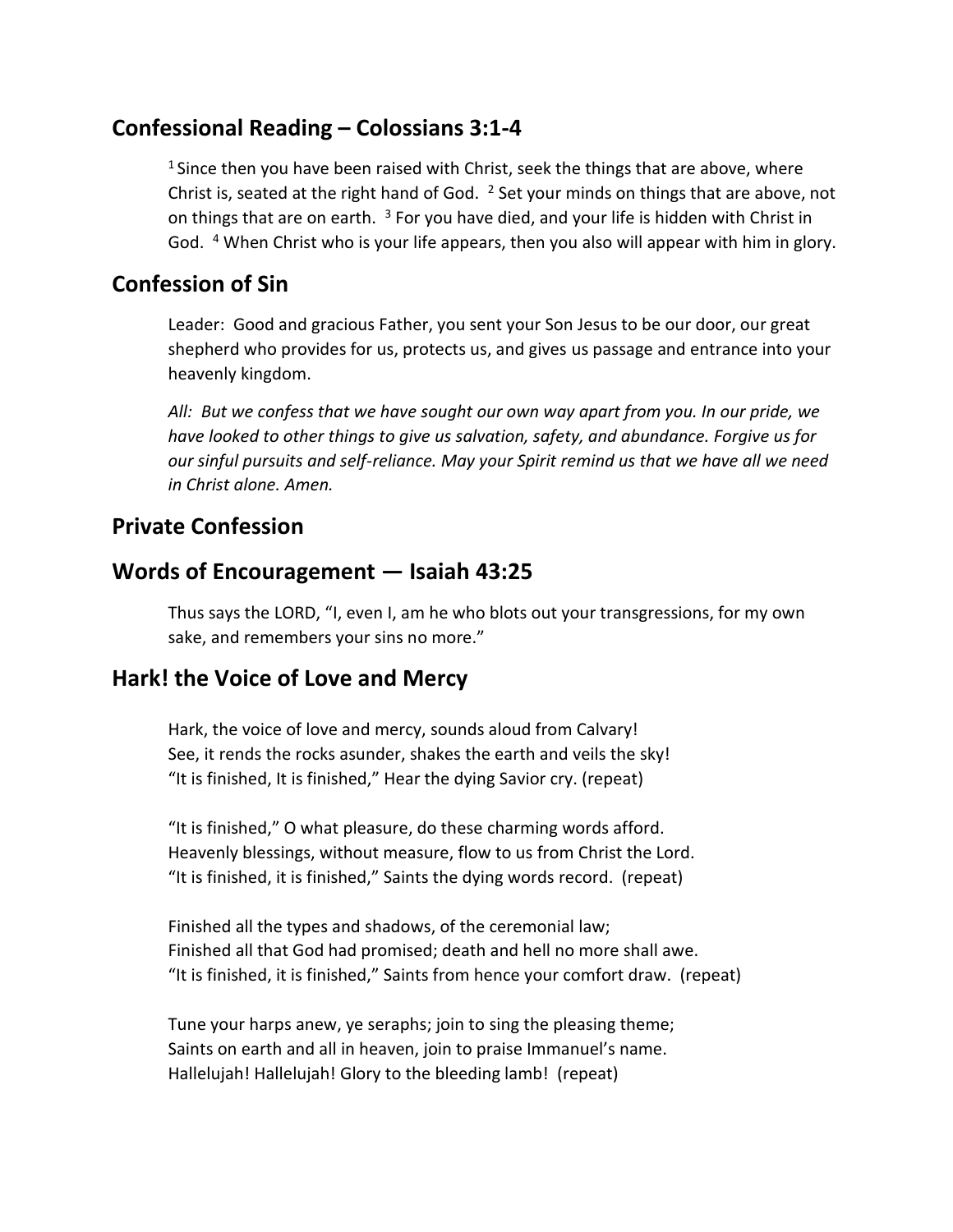## Confessional Reading – Colossians 3:1-4

[1] Since then you have been raised with Christ, seek the things that are above, where Christ is, seated at the right hand of God. [2] Set your minds on things that are above, not on things that are on earth. [3] For you have died, and your life is hidden with Christ in God. [4] When Christ who is your life appears, then you also will appear with him in glory.

## Confession of Sin

Leader: Good and gracious Father, you sent your Son Jesus to be our door, our great shepherd who provides for us, protects us, and gives us passage and entrance into your heavenly kingdom.

*All: But we confess that we have sought our own way apart from you. In our pride, we have looked to other things to give us salvation, safety, and abundance. Forgive us for our sinful pursuits and self-reliance. May your Spirit remind us that we have all we need in Christ alone. Amen.*

## Private Confession

## Words of Encouragement — Isaiah 43:25

Thus says the LORD, "I, even I, am he who blots out your transgressions, for my own sake, and remembers your sins no more."

## Hark! the Voice of Love and Mercy

Hark, the voice of love and mercy, sounds aloud from Calvary!
See, it rends the rocks asunder, shakes the earth and veils the sky!
"It is finished, It is finished," Hear the dying Savior cry. (repeat)

"It is finished," O what pleasure, do these charming words afford.
Heavenly blessings, without measure, flow to us from Christ the Lord.
"It is finished, it is finished," Saints the dying words record. (repeat)

Finished all the types and shadows, of the ceremonial law;
Finished all that God had promised; death and hell no more shall awe.
"It is finished, it is finished," Saints from hence your comfort draw. (repeat)

Tune your harps anew, ye seraphs; join to sing the pleasing theme;
Saints on earth and all in heaven, join to praise Immanuel's name.
Hallelujah! Hallelujah! Glory to the bleeding lamb! (repeat)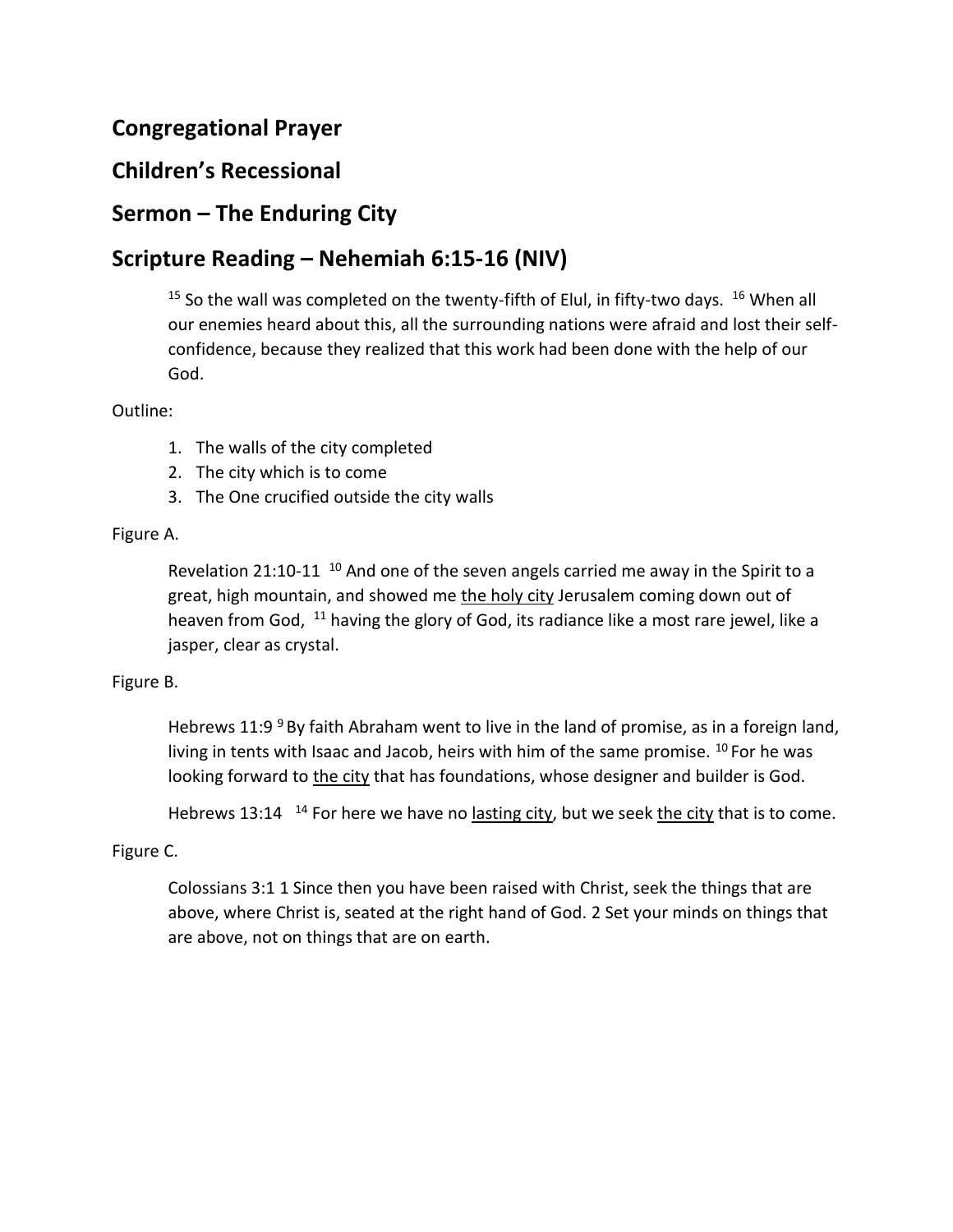## Congregational Prayer

## Children's Recessional

## Sermon – The Enduring City

## Scripture Reading – Nehemiah 6:15-16 (NIV)

> [15] So the wall was completed on the twenty-fifth of Elul, in fifty-two days. [16] When all our enemies heard about this, all the surrounding nations were afraid and lost their self-confidence, because they realized that this work had been done with the help of our God.

Outline:

1. The walls of the city completed
2. The city which is to come
3. The One crucified outside the city walls

Figure A.

> Revelation 21:10-11 [10] And one of the seven angels carried me away in the Spirit to a great, high mountain, and showed me <u>the holy city</u> Jerusalem coming down out of heaven from God, [11] having the glory of God, its radiance like a most rare jewel, like a jasper, clear as crystal.

Figure B.

> Hebrews 11:9 [9] By faith Abraham went to live in the land of promise, as in a foreign land, living in tents with Isaac and Jacob, heirs with him of the same promise. [10] For he was looking forward to <u>the city</u> that has foundations, whose designer and builder is God.
>
> Hebrews 13:14 [14] For here we have no <u>lasting city</u>, but we seek <u>the city</u> that is to come.

Figure C.

> Colossians 3:1 1 Since then you have been raised with Christ, seek the things that are above, where Christ is, seated at the right hand of God. 2 Set your minds on things that are above, not on things that are on earth.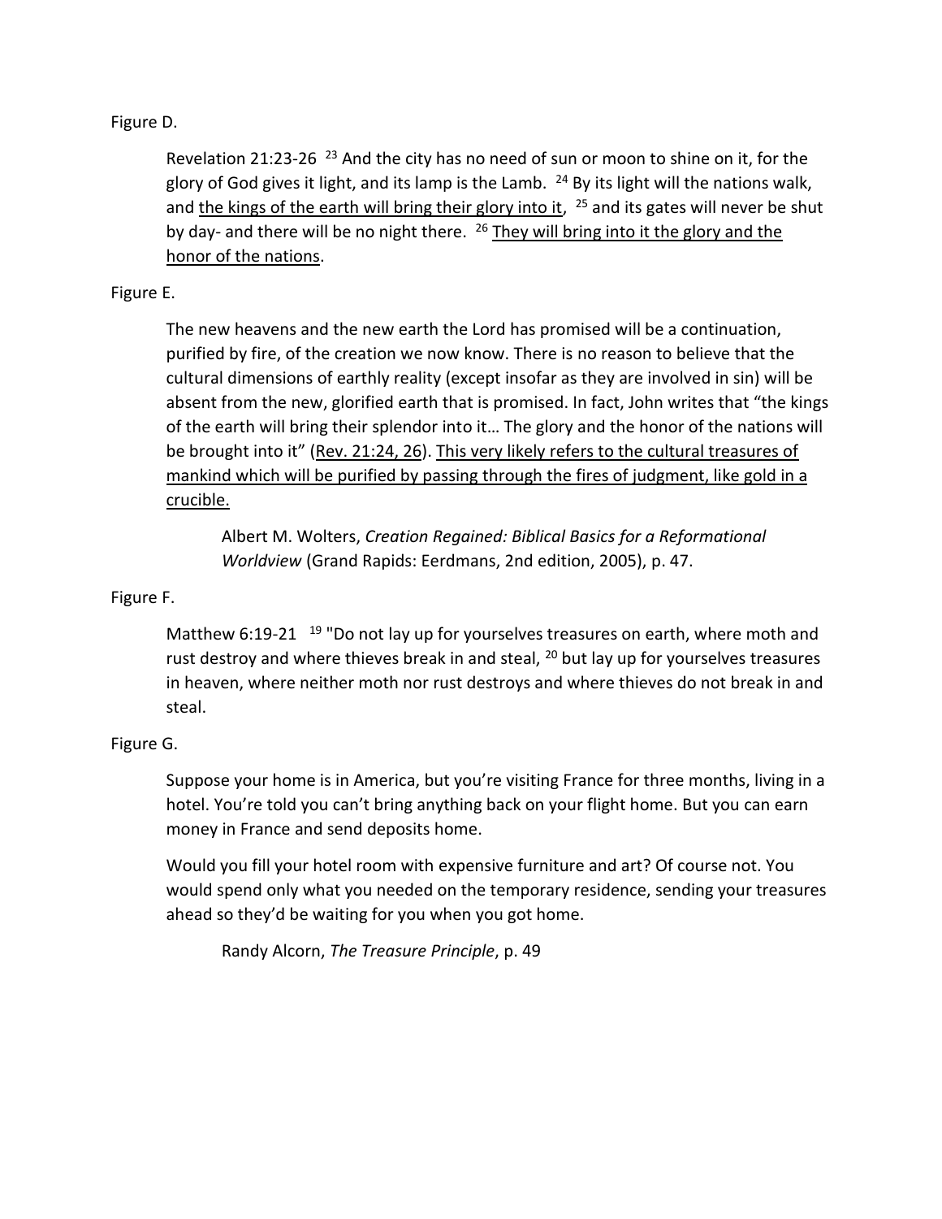Figure D.

> Revelation 21:23-26 [23] And the city has no need of sun or moon to shine on it, for the glory of God gives it light, and its lamp is the Lamb. [24] By its light will the nations walk, and <u>the kings of the earth will bring their glory into it</u>, [25] and its gates will never be shut by day- and there will be no night there. [26] <u>They will bring into it the glory and the honor of the nations</u>.

Figure E.

> The new heavens and the new earth the Lord has promised will be a continuation, purified by fire, of the creation we now know. There is no reason to believe that the cultural dimensions of earthly reality (except insofar as they are involved in sin) will be absent from the new, glorified earth that is promised. In fact, John writes that "the kings of the earth will bring their splendor into it… The glory and the honor of the nations will be brought into it" (<u>Rev. 21:24, 26</u>). <u>This very likely refers to the cultural treasures of mankind which will be purified by passing through the fires of judgment, like gold in a crucible.</u>
>
> Albert M. Wolters, *Creation Regained: Biblical Basics for a Reformational Worldview* (Grand Rapids: Eerdmans, 2nd edition, 2005), p. 47.

Figure F.

> Matthew 6:19-21 [19] "Do not lay up for yourselves treasures on earth, where moth and rust destroy and where thieves break in and steal, [20] but lay up for yourselves treasures in heaven, where neither moth nor rust destroys and where thieves do not break in and steal.

Figure G.

> Suppose your home is in America, but you're visiting France for three months, living in a hotel. You're told you can't bring anything back on your flight home. But you can earn money in France and send deposits home.
>
> Would you fill your hotel room with expensive furniture and art? Of course not. You would spend only what you needed on the temporary residence, sending your treasures ahead so they'd be waiting for you when you got home.
>
> Randy Alcorn, *The Treasure Principle*, p. 49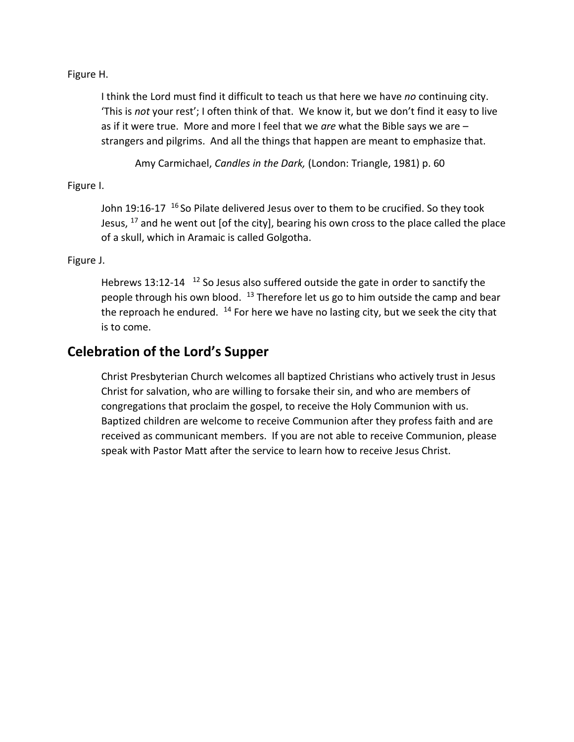Figure H.

> I think the Lord must find it difficult to teach us that here we have *no* continuing city. 'This is *not* your rest'; I often think of that. We know it, but we don't find it easy to live as if it were true. More and more I feel that we *are* what the Bible says we are – strangers and pilgrims. And all the things that happen are meant to emphasize that.
>
> Amy Carmichael, *Candles in the Dark,* (London: Triangle, 1981) p. 60

Figure I.

> John 19:16-17 [16] So Pilate delivered Jesus over to them to be crucified. So they took Jesus, [17] and he went out [of the city], bearing his own cross to the place called the place of a skull, which in Aramaic is called Golgotha.

Figure J.

> Hebrews 13:12-14 [12] So Jesus also suffered outside the gate in order to sanctify the people through his own blood. [13] Therefore let us go to him outside the camp and bear the reproach he endured. [14] For here we have no lasting city, but we seek the city that is to come.

## Celebration of the Lord's Supper

Christ Presbyterian Church welcomes all baptized Christians who actively trust in Jesus Christ for salvation, who are willing to forsake their sin, and who are members of congregations that proclaim the gospel, to receive the Holy Communion with us. Baptized children are welcome to receive Communion after they profess faith and are received as communicant members. If you are not able to receive Communion, please speak with Pastor Matt after the service to learn how to receive Jesus Christ.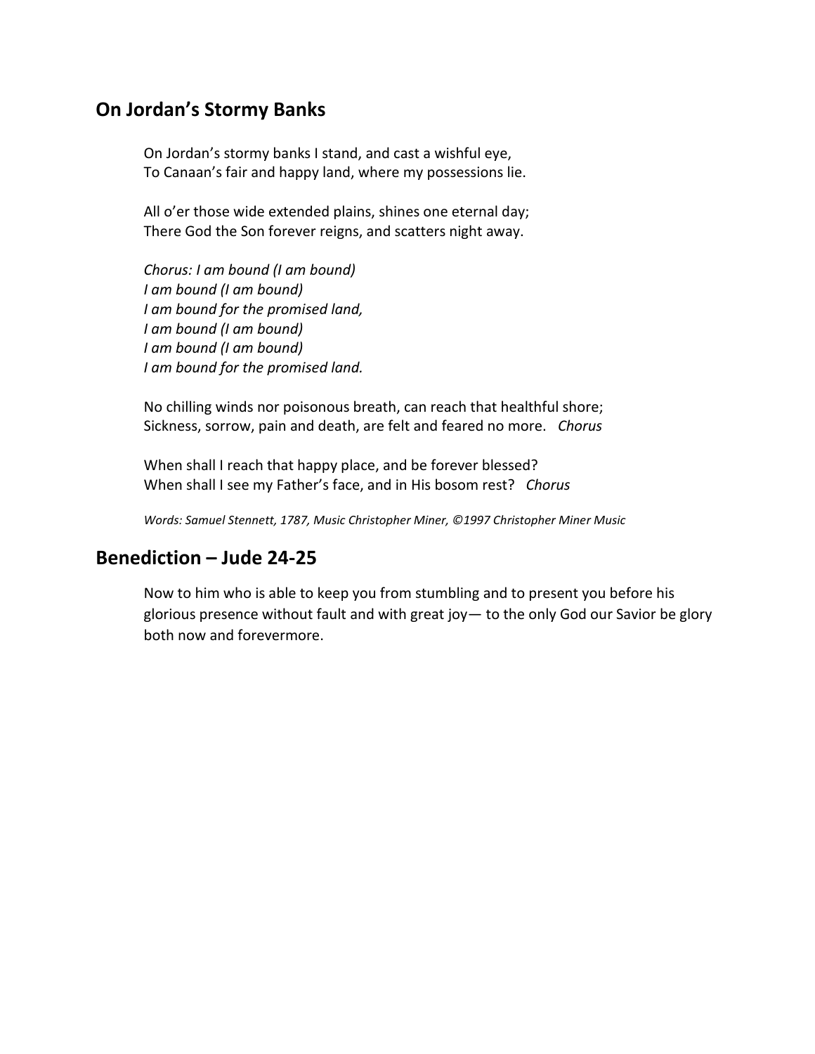## On Jordan's Stormy Banks

On Jordan's stormy banks I stand, and cast a wishful eye,
To Canaan's fair and happy land, where my possessions lie.

All o'er those wide extended plains, shines one eternal day;
There God the Son forever reigns, and scatters night away.

*Chorus: I am bound (I am bound)*
*I am bound (I am bound)*
*I am bound for the promised land,*
*I am bound (I am bound)*
*I am bound (I am bound)*
*I am bound for the promised land.*

No chilling winds nor poisonous breath, can reach that healthful shore;
Sickness, sorrow, pain and death, are felt and feared no more. *Chorus*

When shall I reach that happy place, and be forever blessed?
When shall I see my Father's face, and in His bosom rest? *Chorus*

*Words: Samuel Stennett, 1787, Music Christopher Miner, ©1997 Christopher Miner Music*

## Benediction – Jude 24-25

Now to him who is able to keep you from stumbling and to present you before his glorious presence without fault and with great joy— to the only God our Savior be glory both now and forevermore.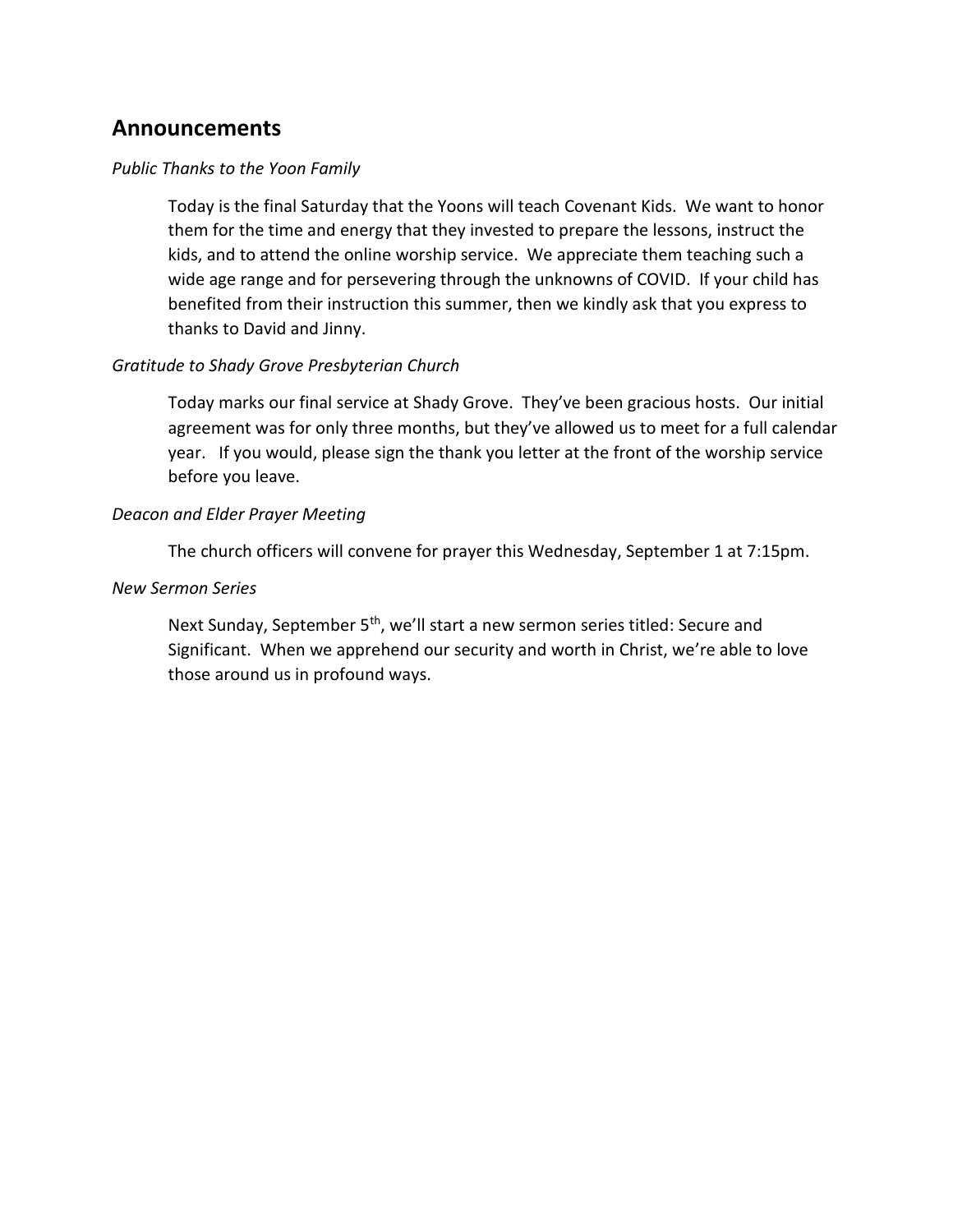## Announcements

*Public Thanks to the Yoon Family*

Today is the final Saturday that the Yoons will teach Covenant Kids. We want to honor them for the time and energy that they invested to prepare the lessons, instruct the kids, and to attend the online worship service. We appreciate them teaching such a wide age range and for persevering through the unknowns of COVID. If your child has benefited from their instruction this summer, then we kindly ask that you express to thanks to David and Jinny.

*Gratitude to Shady Grove Presbyterian Church*

Today marks our final service at Shady Grove. They've been gracious hosts. Our initial agreement was for only three months, but they've allowed us to meet for a full calendar year. If you would, please sign the thank you letter at the front of the worship service before you leave.

*Deacon and Elder Prayer Meeting*

The church officers will convene for prayer this Wednesday, September 1 at 7:15pm.

*New Sermon Series*

Next Sunday, September 5th, we'll start a new sermon series titled: Secure and Significant. When we apprehend our security and worth in Christ, we're able to love those around us in profound ways.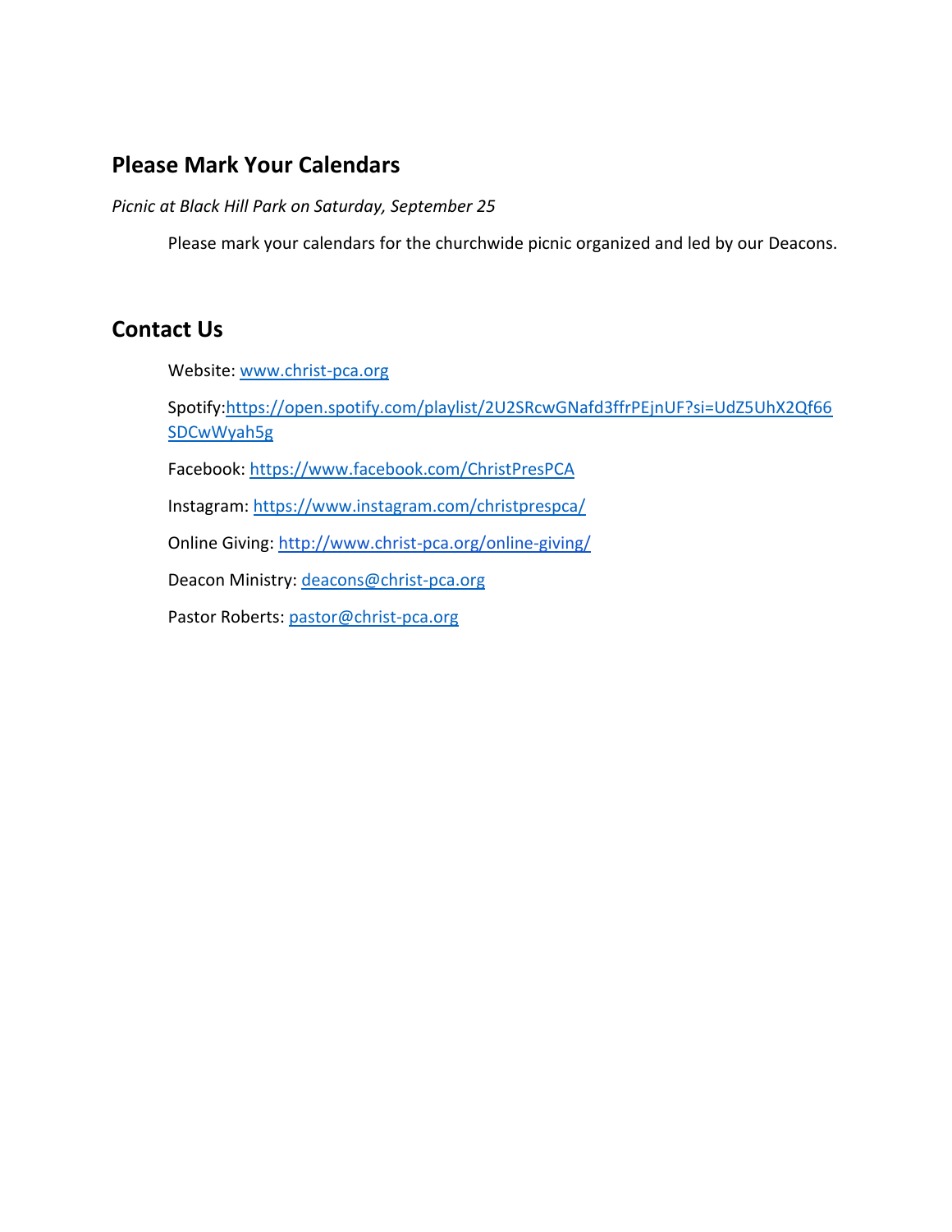## Please Mark Your Calendars

*Picnic at Black Hill Park on Saturday, September 25*

Please mark your calendars for the churchwide picnic organized and led by our Deacons.

## Contact Us

Website: www.christ-pca.org

Spotify:https://open.spotify.com/playlist/2U2SRcwGNafd3ffrPEjnUF?si=UdZ5UhX2Qf66SDCwWyah5g

Facebook: https://www.facebook.com/ChristPresPCA

Instagram: https://www.instagram.com/christprespca/

Online Giving: http://www.christ-pca.org/online-giving/

Deacon Ministry: deacons@christ-pca.org

Pastor Roberts: pastor@christ-pca.org